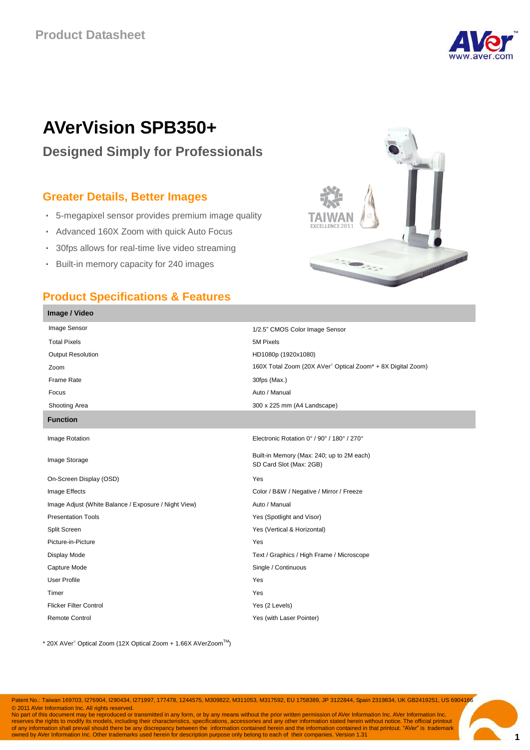Product Datasheet

# AVerVision SPB350+

## Designed Simply for Professionals

### Greater Details, Better Images

- 5-megapixel sensor provides premium image quality
- Advanced 160X Zoom with quick Auto Focus
- 30fps allows for real-time live video streaming
- Built-in memory capacity for 240 images

### Product Specifications & Features

| **Image / Video** | |
|---|---|
| Image Sensor | 1/2.5" CMOS Color Image Sensor |
| Total Pixels | 5M Pixels |
| Output Resolution | HD1080p (1920x1080) |
| Zoom | 160X Total Zoom (20X AVer® Optical Zoom* + 8X Digital Zoom) |
| Frame Rate | 30fps (Max.) |
| Focus | Auto / Manual |
| Shooting Area | 300 x 225 mm (A4 Landscape) |
| **Function** | |
| Image Rotation | Electronic Rotation 0° / 90° / 180° / 270° |
| Image Storage | Built-in Memory (Max: 240; up to 2M each)<br>SD Card Slot (Max: 2GB) |
| On-Screen Display (OSD) | Yes |
| Image Effects | Color / B&W / Negative / Mirror / Freeze |
| Image Adjust (White Balance / Exposure / Night View) | Auto / Manual |
| Presentation Tools | Yes (Spotlight and Visor) |
| Split Screen | Yes (Vertical & Horizontal) |
| Picture-in-Picture | Yes |
| Display Mode | Text / Graphics / High Frame / Microscope |
| Capture Mode | Single / Continuous |
| User Profile | Yes |
| Timer | Yes |
| Flicker Filter Control | Yes (2 Levels) |
| Remote Control | Yes (with Laser Pointer) |

* 20X AVer® Optical Zoom (12X Optical Zoom + 1.66X AVerZoom™)

Patent No.: Taiwan 169703, I276904, I290434, I271997, 177478, 1244575, M309822, M311053, M317592, EU 1758389, JP 3122844, Spain 2319834, UK GB2419251, US 6904166
© 2011 AVer Information Inc. All rights reserved.
No part of this document may be reproduced or transmitted in any form, or by any means without the prior written permission of AVer Information Inc. AVer Information Inc. reserves the rights to modify its models, including their characteristics, specifications, accessories and any other information stated herein without notice. The official printout of any information shall prevail should there be any discrepancy between the information contained herein and the information contained in that printout. "AVer" is trademark owned by AVer Information Inc. Other trademarks used herein for description purpose only belong to each of their companies. Version 1.31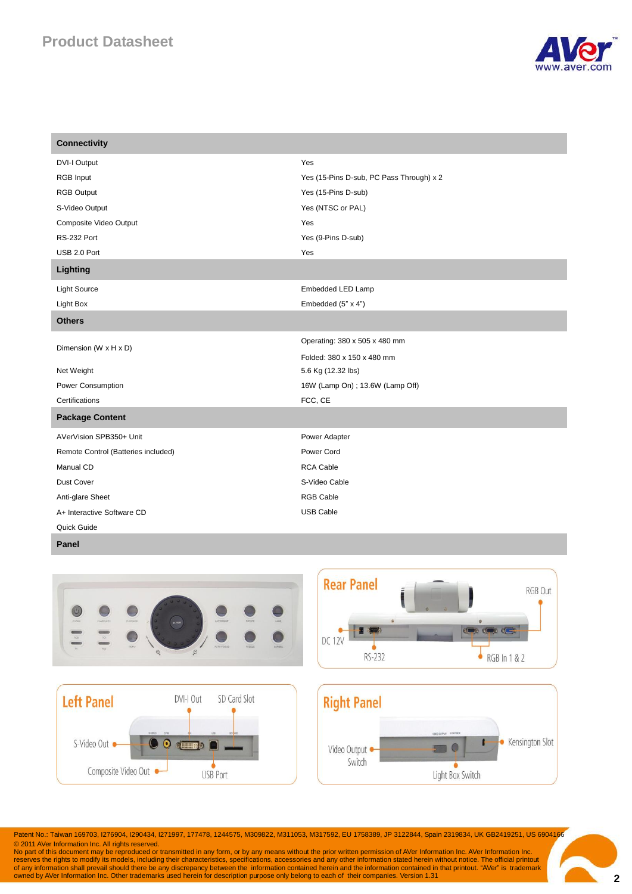| Connectivity | |
|---|---|
| DVI-I Output | Yes |
| RGB Input | Yes (15-Pins D-sub, PC Pass Through) x 2 |
| RGB Output | Yes (15-Pins D-sub) |
| S-Video Output | Yes (NTSC or PAL) |
| Composite Video Output | Yes |
| RS-232 Port | Yes (9-Pins D-sub) |
| USB 2.0 Port | Yes |
| **Lighting** | |
| Light Source | Embedded LED Lamp |
| Light Box | Embedded (5" x 4") |
| **Others** | |
| Dimension (W x H x D) | Operating: 380 x 505 x 480 mm<br>Folded: 380 x 150 x 480 mm |
| Net Weight | 5.6 Kg (12.32 lbs) |
| Power Consumption | 16W (Lamp On) ; 13.6W (Lamp Off) |
| Certifications | FCC, CE |
| **Package Content** | |
| AVerVision SPB350+ Unit | Power Adapter |
| Remote Control (Batteries included) | Power Cord |
| Manual CD | RCA Cable |
| Dust Cover | S-Video Cable |
| Anti-glare Sheet | RGB Cable |
| A+ Interactive Software CD | USB Cable |
| Quick Guide | |

**Panel**

**Rear Panel**: RGB Out, DC 12V, RS-232, RGB In 1 & 2

**Left Panel**: DVI-I Out, SD Card Slot, S-Video Out, Composite Video Out, USB Port

**Right Panel**: Video Output Switch, Kensington Slot, Light Box Switch

Patent No.: Taiwan 169703, I276904, I290434, I271997, 177478, 1244575, M309822, M311053, M317592, EU 1758389, JP 3122844, Spain 2319834, UK GB2419251, US 6904166
© 2011 AVer Information Inc. All rights reserved.
No part of this document may be reproduced or transmitted in any form, or by any means without the prior written permission of AVer Information Inc. AVer Information Inc. reserves the rights to modify its models, including their characteristics, specifications, accessories and any other information stated herein without notice. The official printout of any information shall prevail should there be any discrepancy between the information contained herein and the information contained in that printout. "AVer" is trademark owned by AVer Information Inc. Other trademarks used herein for description purpose only belong to each of their companies. Version 1.31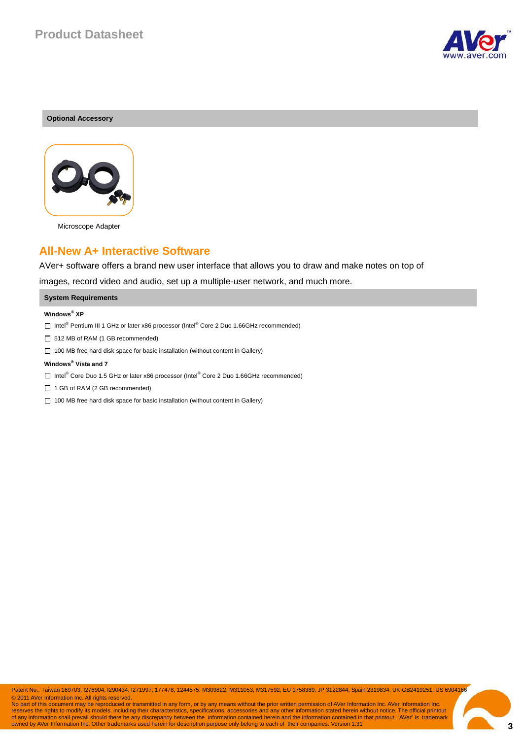## Optional Accessory

Microscope Adapter

## All-New A+ Interactive Software

AVer+ software offers a brand new user interface that allows you to draw and make notes on top of images, record video and audio, set up a multiple-user network, and much more.

### System Requirements

**Windows® XP**

- ☐ Intel® Pentium III 1 GHz or later x86 processor (Intel® Core 2 Duo 1.66GHz recommended)
- ☐ 512 MB of RAM (1 GB recommended)
- ☐ 100 MB free hard disk space for basic installation (without content in Gallery)

**Windows® Vista and 7**

- ☐ Intel® Core Duo 1.5 GHz or later x86 processor (Intel® Core 2 Duo 1.66GHz recommended)
- ☐ 1 GB of RAM (2 GB recommended)
- ☐ 100 MB free hard disk space for basic installation (without content in Gallery)

Patent No.: Taiwan 169703, I276904, I290434, I271997, 177478, 1244575, M309822, M311053, M317592, EU 1758389, JP 3122844, Spain 2319834, UK GB2419251, US 6904166
© 2011 AVer Information Inc. All rights reserved.
No part of this document may be reproduced or transmitted in any form, or by any means without the prior written permission of AVer Information Inc. AVer Information Inc. reserves the rights to modify its models, including their characteristics, specifications, accessories and any other information stated herein without notice. The official printout of any information shall prevail should there be any discrepancy between the information contained herein and the information contained in that printout. "AVer" is trademark owned by AVer Information Inc. Other trademarks used herein for description purpose only belong to each of their companies. Version 1.31